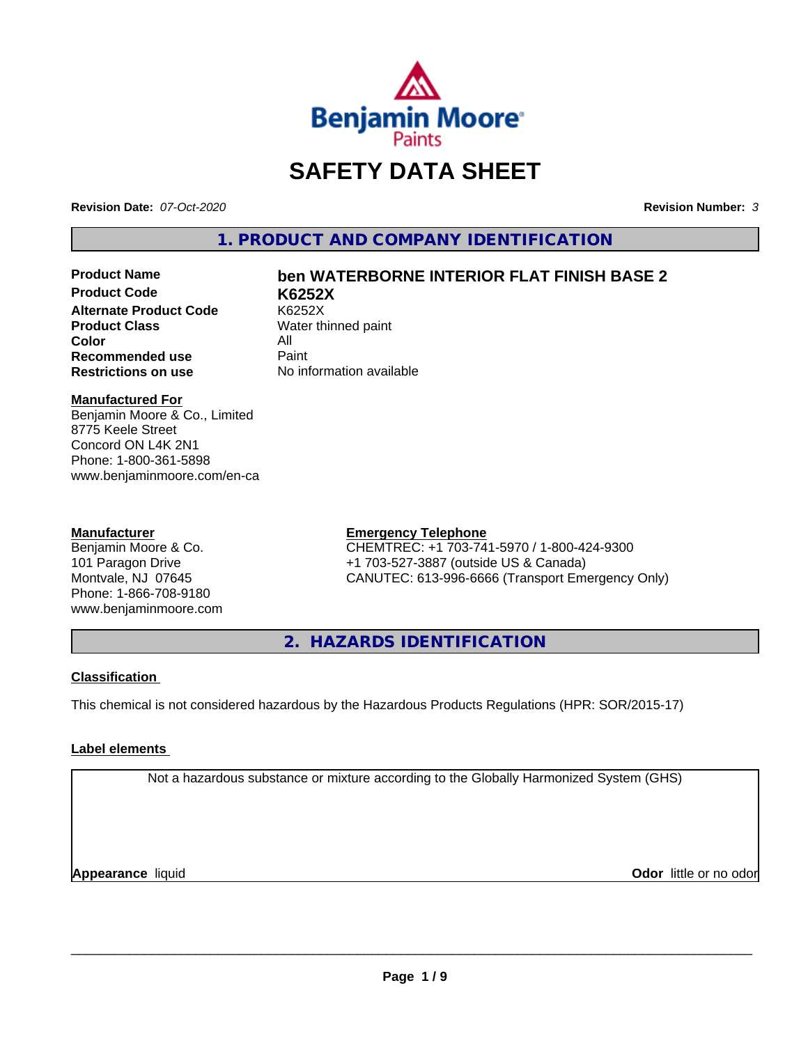# SAFETY DATA SHEET

**Revision Date:** *07-Oct-2020*

**Revision Number:** *3*

## 1. PRODUCT AND COMPANY IDENTIFICATION

| | |
|---|---|
| **Product Name** | **ben WATERBORNE INTERIOR FLAT FINISH BASE 2** |
| **Product Code** | **K6252X** |
| **Alternate Product Code** | K6252X |
| **Product Class** | Water thinned paint |
| **Color** | All |
| **Recommended use** | Paint |
| **Restrictions on use** | No information available |

**Manufactured For**
Benjamin Moore & Co., Limited
8775 Keele Street
Concord ON L4K 2N1
Phone: 1-800-361-5898
www.benjaminmoore.com/en-ca

**Manufacturer**
Benjamin Moore & Co.
101 Paragon Drive
Montvale, NJ 07645
Phone: 1-866-708-9180
www.benjaminmoore.com

**Emergency Telephone**
CHEMTREC: +1 703-741-5970 / 1-800-424-9300
+1 703-527-3887 (outside US & Canada)
CANUTEC: 613-996-6666 (Transport Emergency Only)

## 2. HAZARDS IDENTIFICATION

**Classification**

This chemical is not considered hazardous by the Hazardous Products Regulations (HPR: SOR/2015-17)

**Label elements**

Not a hazardous substance or mixture according to the Globally Harmonized System (GHS)

**Appearance** liquid

**Odor** little or no odor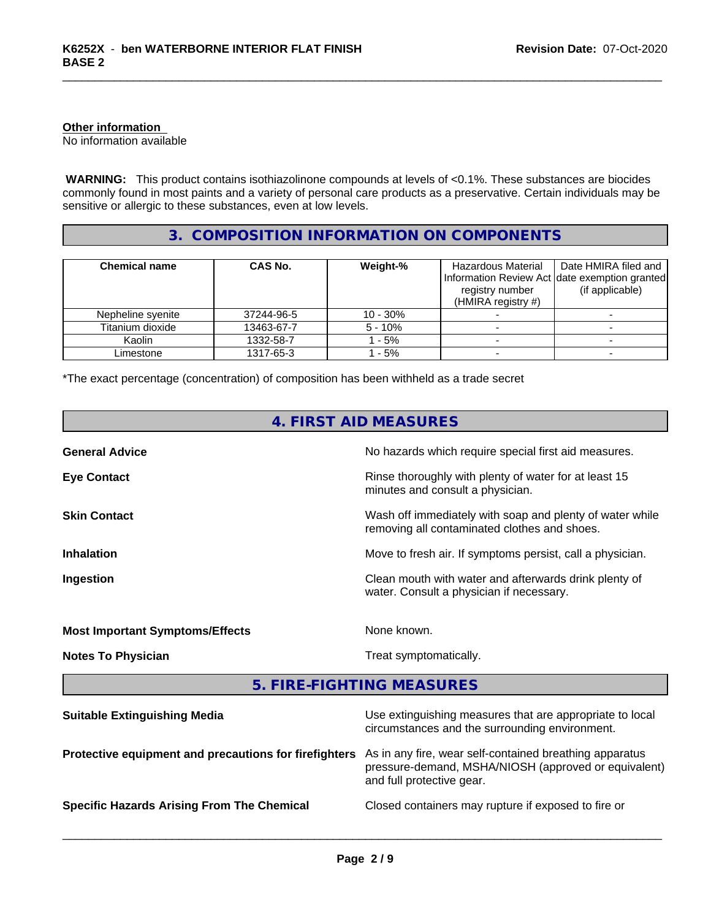**Other information**
No information available

**WARNING:** This product contains isothiazolinone compounds at levels of <0.1%. These substances are biocides commonly found in most paints and a variety of personal care products as a preservative. Certain individuals may be sensitive or allergic to these substances, even at low levels.

## 3. COMPOSITION INFORMATION ON COMPONENTS

| Chemical name | CAS No. | Weight-% | Hazardous Material Information Review Act registry number (HMIRA registry #) | Date HMIRA filed and date exemption granted (if applicable) |
|---|---|---|---|---|
| Nepheline syenite | 37244-96-5 | 10 - 30% | - | - |
| Titanium dioxide | 13463-67-7 | 5 - 10% | - | - |
| Kaolin | 1332-58-7 | 1 - 5% | - | - |
| Limestone | 1317-65-3 | 1 - 5% | - | - |

*The exact percentage (concentration) of composition has been withheld as a trade secret

## 4. FIRST AID MEASURES

**General Advice**
No hazards which require special first aid measures.

**Eye Contact**
Rinse thoroughly with plenty of water for at least 15 minutes and consult a physician.

**Skin Contact**
Wash off immediately with soap and plenty of water while removing all contaminated clothes and shoes.

**Inhalation**
Move to fresh air. If symptoms persist, call a physician.

**Ingestion**
Clean mouth with water and afterwards drink plenty of water. Consult a physician if necessary.

**Most Important Symptoms/Effects**
None known.

**Notes To Physician**
Treat symptomatically.

## 5. FIRE-FIGHTING MEASURES

**Suitable Extinguishing Media**
Use extinguishing measures that are appropriate to local circumstances and the surrounding environment.

**Protective equipment and precautions for firefighters**
As in any fire, wear self-contained breathing apparatus pressure-demand, MSHA/NIOSH (approved or equivalent) and full protective gear.

**Specific Hazards Arising From The Chemical**
Closed containers may rupture if exposed to fire or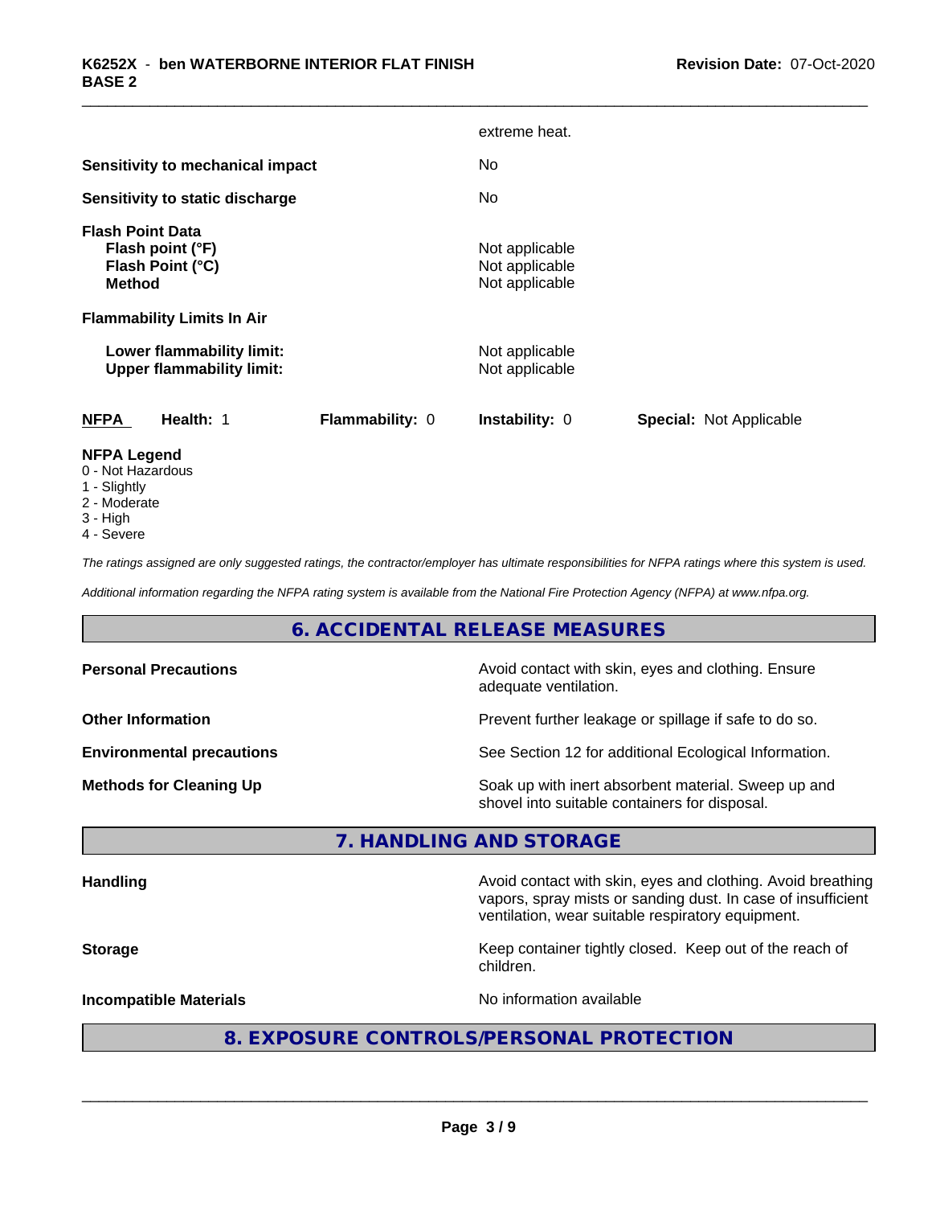| | |
|---|---|
| | extreme heat. |
| **Sensitivity to mechanical impact** | No |
| **Sensitivity to static discharge** | No |

**Flash Point Data**

| | |
|---|---|
| **Flash point (°F)** | Not applicable |
| **Flash Point (°C)** | Not applicable |
| **Method** | Not applicable |

**Flammability Limits In Air**

| | |
|---|---|
| **Lower flammability limit:** | Not applicable |
| **Upper flammability limit:** | Not applicable |

| **NFPA** | **Health:** 1 | **Flammability:** 0 | **Instability:** 0 | **Special:** Not Applicable |
|---|---|---|---|---|

**NFPA Legend**
- 0 - Not Hazardous
- 1 - Slightly
- 2 - Moderate
- 3 - High
- 4 - Severe

*The ratings assigned are only suggested ratings, the contractor/employer has ultimate responsibilities for NFPA ratings where this system is used.*

*Additional information regarding the NFPA rating system is available from the National Fire Protection Agency (NFPA) at www.nfpa.org.*

## 6. ACCIDENTAL RELEASE MEASURES

| | |
|---|---|
| **Personal Precautions** | Avoid contact with skin, eyes and clothing. Ensure adequate ventilation. |
| **Other Information** | Prevent further leakage or spillage if safe to do so. |
| **Environmental precautions** | See Section 12 for additional Ecological Information. |
| **Methods for Cleaning Up** | Soak up with inert absorbent material. Sweep up and shovel into suitable containers for disposal. |

## 7. HANDLING AND STORAGE

| | |
|---|---|
| **Handling** | Avoid contact with skin, eyes and clothing. Avoid breathing vapors, spray mists or sanding dust. In case of insufficient ventilation, wear suitable respiratory equipment. |
| **Storage** | Keep container tightly closed. Keep out of the reach of children. |
| **Incompatible Materials** | No information available |

## 8. EXPOSURE CONTROLS/PERSONAL PROTECTION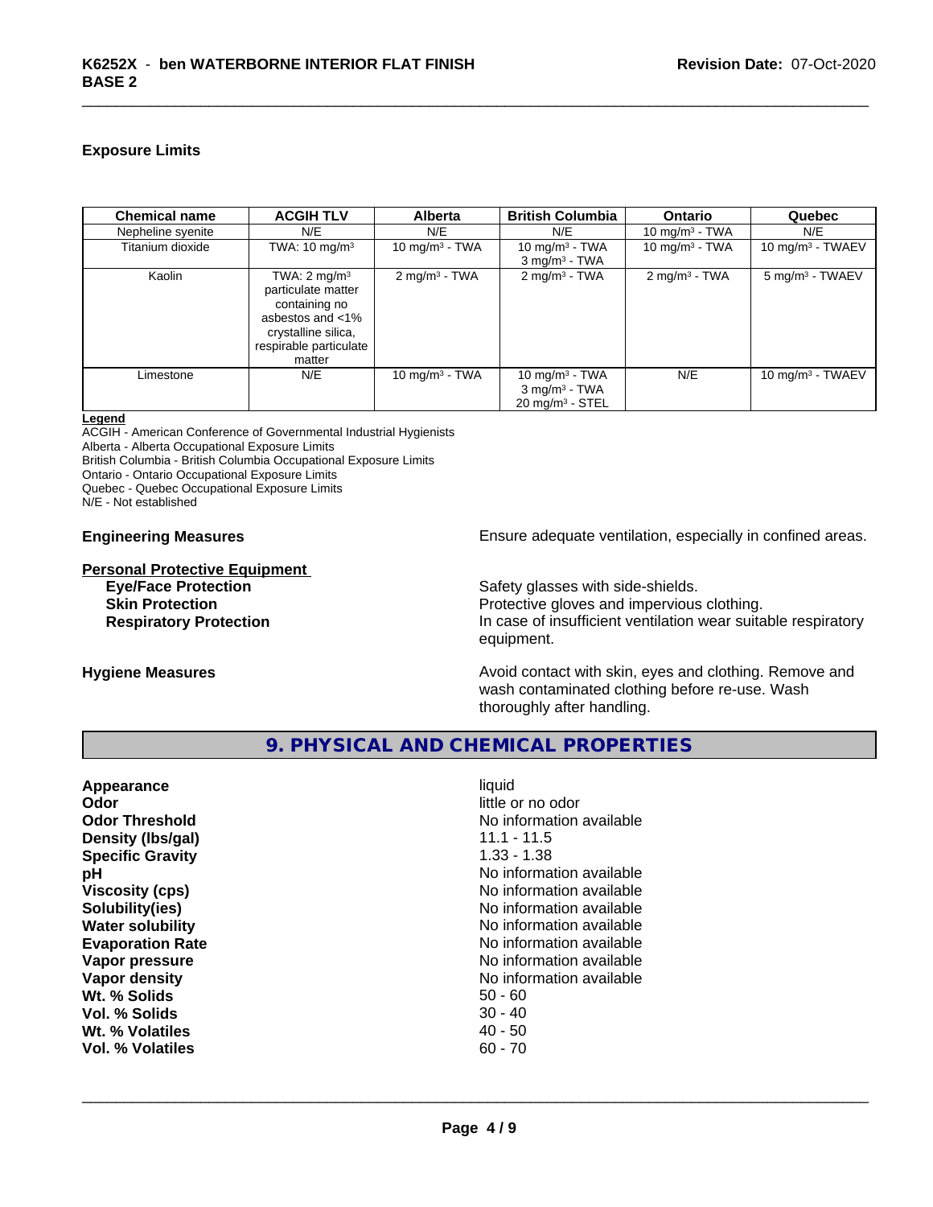### Exposure Limits

| Chemical name | ACGIH TLV | Alberta | British Columbia | Ontario | Quebec |
|---|---|---|---|---|---|
| Nepheline syenite | N/E | N/E | N/E | 10 mg/m³ - TWA | N/E |
| Titanium dioxide | TWA: 10 mg/m³ | 10 mg/m³ - TWA | 10 mg/m³ - TWA<br>3 mg/m³ - TWA | 10 mg/m³ - TWA | 10 mg/m³ - TWAEV |
| Kaolin | TWA: 2 mg/m³ particulate matter containing no asbestos and <1% crystalline silica, respirable particulate matter | 2 mg/m³ - TWA | 2 mg/m³ - TWA | 2 mg/m³ - TWA | 5 mg/m³ - TWAEV |
| Limestone | N/E | 10 mg/m³ - TWA | 10 mg/m³ - TWA<br>3 mg/m³ - TWA<br>20 mg/m³ - STEL | N/E | 10 mg/m³ - TWAEV |

**Legend**
ACGIH - American Conference of Governmental Industrial Hygienists
Alberta - Alberta Occupational Exposure Limits
British Columbia - British Columbia Occupational Exposure Limits
Ontario - Ontario Occupational Exposure Limits
Quebec - Quebec Occupational Exposure Limits
N/E - Not established

**Engineering Measures** Ensure adequate ventilation, especially in confined areas.

**Personal Protective Equipment**

**Eye/Face Protection** Safety glasses with side-shields.
**Skin Protection** Protective gloves and impervious clothing.
**Respiratory Protection** In case of insufficient ventilation wear suitable respiratory equipment.

**Hygiene Measures** Avoid contact with skin, eyes and clothing. Remove and wash contaminated clothing before re-use. Wash thoroughly after handling.

## 9. PHYSICAL AND CHEMICAL PROPERTIES

| | |
|---|---|
| **Appearance** | liquid |
| **Odor** | little or no odor |
| **Odor Threshold** | No information available |
| **Density (lbs/gal)** | 11.1 - 11.5 |
| **Specific Gravity** | 1.33 - 1.38 |
| **pH** | No information available |
| **Viscosity (cps)** | No information available |
| **Solubility(ies)** | No information available |
| **Water solubility** | No information available |
| **Evaporation Rate** | No information available |
| **Vapor pressure** | No information available |
| **Vapor density** | No information available |
| **Wt. % Solids** | 50 - 60 |
| **Vol. % Solids** | 30 - 40 |
| **Wt. % Volatiles** | 40 - 50 |
| **Vol. % Volatiles** | 60 - 70 |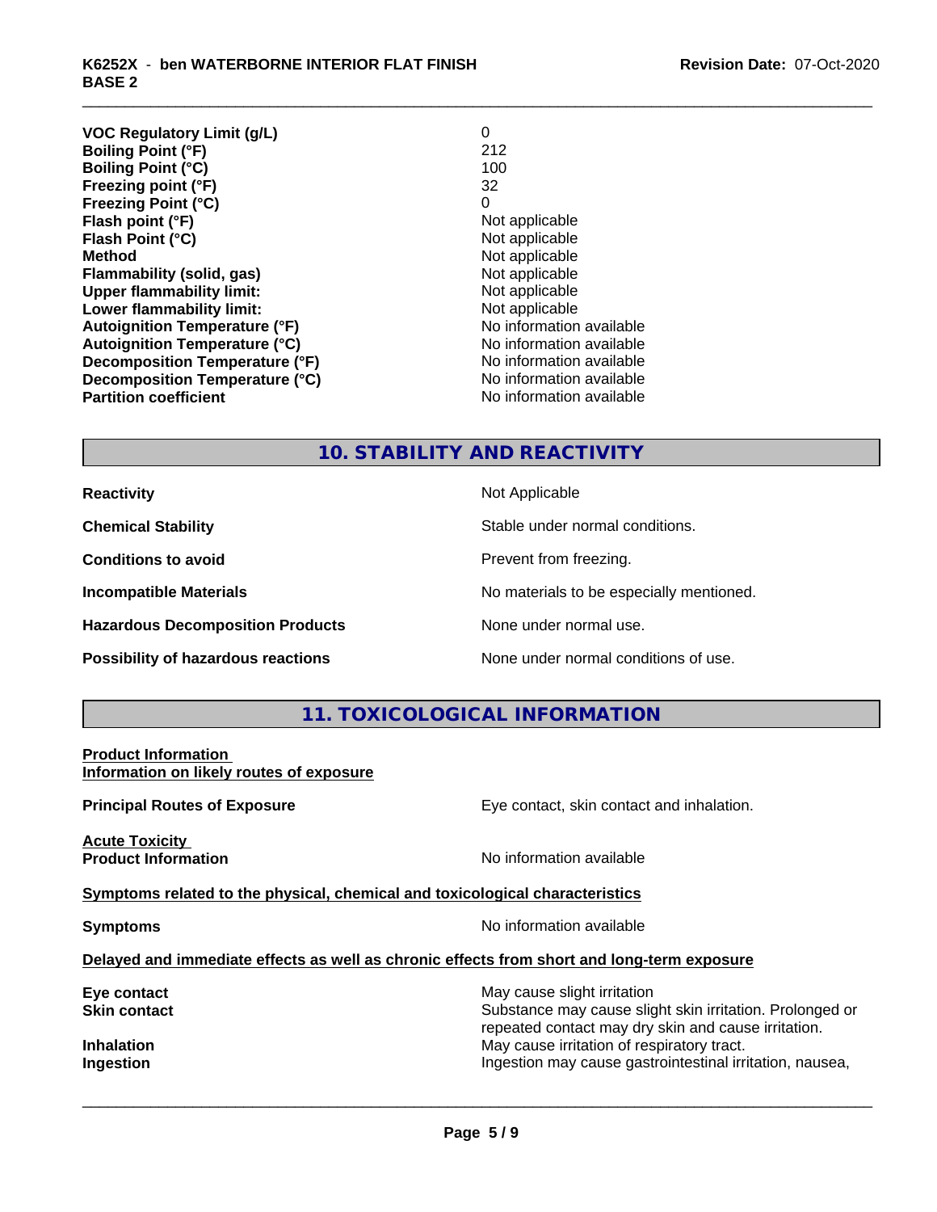| | |
|---|---|
| **VOC Regulatory Limit (g/L)** | 0 |
| **Boiling Point (°F)** | 212 |
| **Boiling Point (°C)** | 100 |
| **Freezing point (°F)** | 32 |
| **Freezing Point (°C)** | 0 |
| **Flash point (°F)** | Not applicable |
| **Flash Point (°C)** | Not applicable |
| **Method** | Not applicable |
| **Flammability (solid, gas)** | Not applicable |
| **Upper flammability limit:** | Not applicable |
| **Lower flammability limit:** | Not applicable |
| **Autoignition Temperature (°F)** | No information available |
| **Autoignition Temperature (°C)** | No information available |
| **Decomposition Temperature (°F)** | No information available |
| **Decomposition Temperature (°C)** | No information available |
| **Partition coefficient** | No information available |

## 10. STABILITY AND REACTIVITY

| | |
|---|---|
| **Reactivity** | Not Applicable |
| **Chemical Stability** | Stable under normal conditions. |
| **Conditions to avoid** | Prevent from freezing. |
| **Incompatible Materials** | No materials to be especially mentioned. |
| **Hazardous Decomposition Products** | None under normal use. |
| **Possibility of hazardous reactions** | None under normal conditions of use. |

## 11. TOXICOLOGICAL INFORMATION

**Product Information**
**Information on likely routes of exposure**

**Principal Routes of Exposure** — Eye contact, skin contact and inhalation.

**Acute Toxicity**
**Product Information** — No information available

**Symptoms related to the physical, chemical and toxicological characteristics**

**Symptoms** — No information available

**Delayed and immediate effects as well as chronic effects from short and long-term exposure**

| | |
|---|---|
| **Eye contact** | May cause slight irritation |
| **Skin contact** | Substance may cause slight skin irritation. Prolonged or repeated contact may dry skin and cause irritation. |
| **Inhalation** | May cause irritation of respiratory tract. |
| **Ingestion** | Ingestion may cause gastrointestinal irritation, nausea, |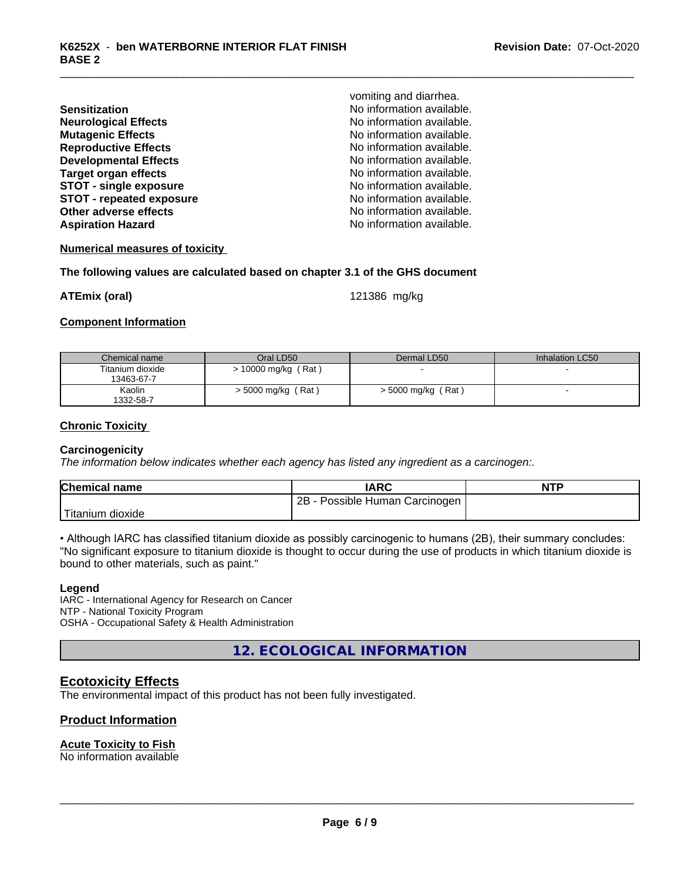vomiting and diarrhea.

| | |
|---|---|
| **Sensitization** | No information available. |
| **Neurological Effects** | No information available. |
| **Mutagenic Effects** | No information available. |
| **Reproductive Effects** | No information available. |
| **Developmental Effects** | No information available. |
| **Target organ effects** | No information available. |
| **STOT - single exposure** | No information available. |
| **STOT - repeated exposure** | No information available. |
| **Other adverse effects** | No information available. |
| **Aspiration Hazard** | No information available. |

**Numerical measures of toxicity**

**The following values are calculated based on chapter 3.1 of the GHS document**

**ATEmix (oral)** 121386 mg/kg

**Component Information**

| Chemical name | Oral LD50 | Dermal LD50 | Inhalation LC50 |
|---|---|---|---|
| Titanium dioxide 13463-67-7 | > 10000 mg/kg ( Rat ) | - | - |
| Kaolin 1332-58-7 | > 5000 mg/kg ( Rat ) | > 5000 mg/kg ( Rat ) | - |

**Chronic Toxicity**

**Carcinogenicity**

*The information below indicates whether each agency has listed any ingredient as a carcinogen:.*

| Chemical name | IARC | NTP |
|---|---|---|
| Titanium dioxide | 2B - Possible Human Carcinogen | |

• Although IARC has classified titanium dioxide as possibly carcinogenic to humans (2B), their summary concludes: "No significant exposure to titanium dioxide is thought to occur during the use of products in which titanium dioxide is bound to other materials, such as paint."

**Legend**

IARC - International Agency for Research on Cancer
NTP - National Toxicity Program
OSHA - Occupational Safety & Health Administration

## 12. ECOLOGICAL INFORMATION

### Ecotoxicity Effects

The environmental impact of this product has not been fully investigated.

### Product Information

**Acute Toxicity to Fish**

No information available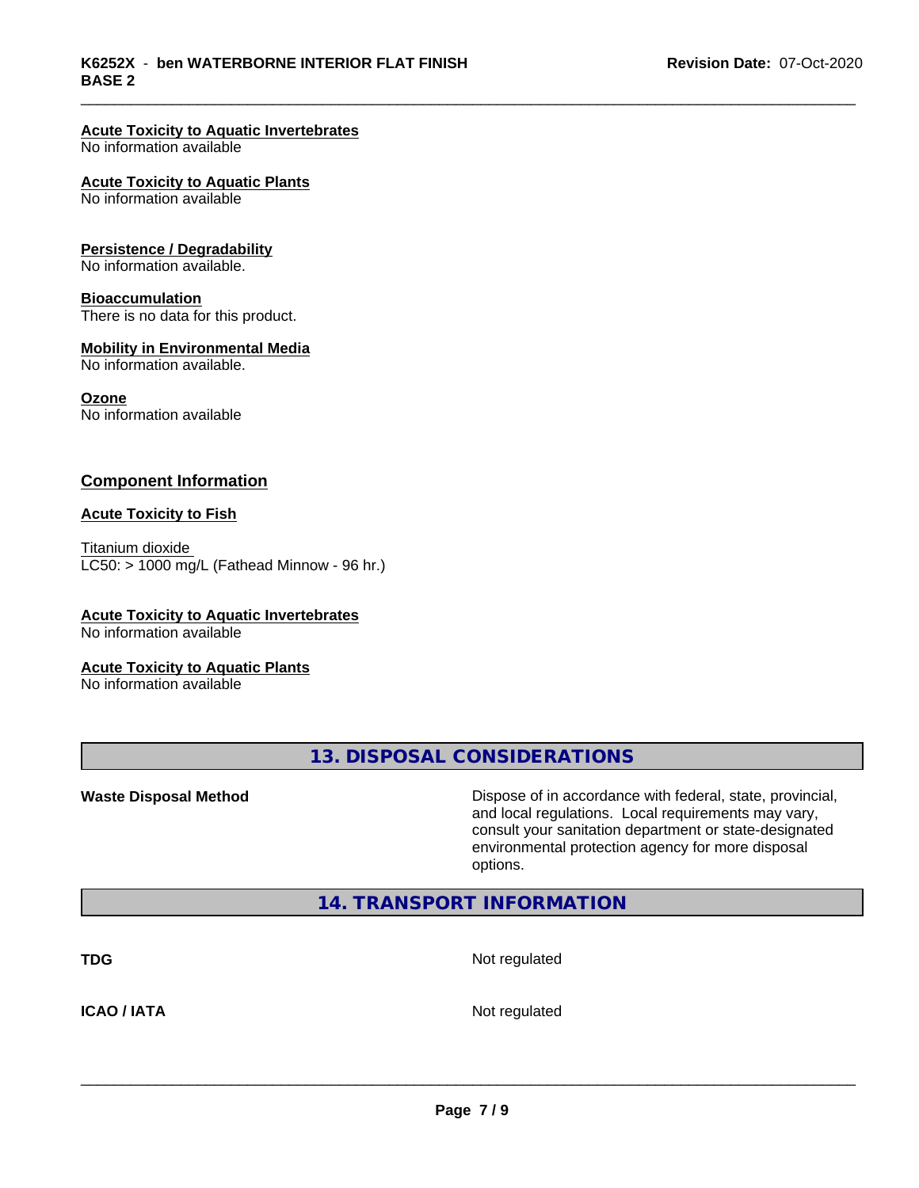**Acute Toxicity to Aquatic Invertebrates**
No information available

**Acute Toxicity to Aquatic Plants**
No information available

**Persistence / Degradability**
No information available.

**Bioaccumulation**
There is no data for this product.

**Mobility in Environmental Media**
No information available.

**Ozone**
No information available

## Component Information

**Acute Toxicity to Fish**

Titanium dioxide
LC50: > 1000 mg/L (Fathead Minnow - 96 hr.)

**Acute Toxicity to Aquatic Invertebrates**
No information available

**Acute Toxicity to Aquatic Plants**
No information available

## 13. DISPOSAL CONSIDERATIONS

**Waste Disposal Method** — Dispose of in accordance with federal, state, provincial, and local regulations. Local requirements may vary, consult your sanitation department or state-designated environmental protection agency for more disposal options.

## 14. TRANSPORT INFORMATION

**TDG** — Not regulated

**ICAO / IATA** — Not regulated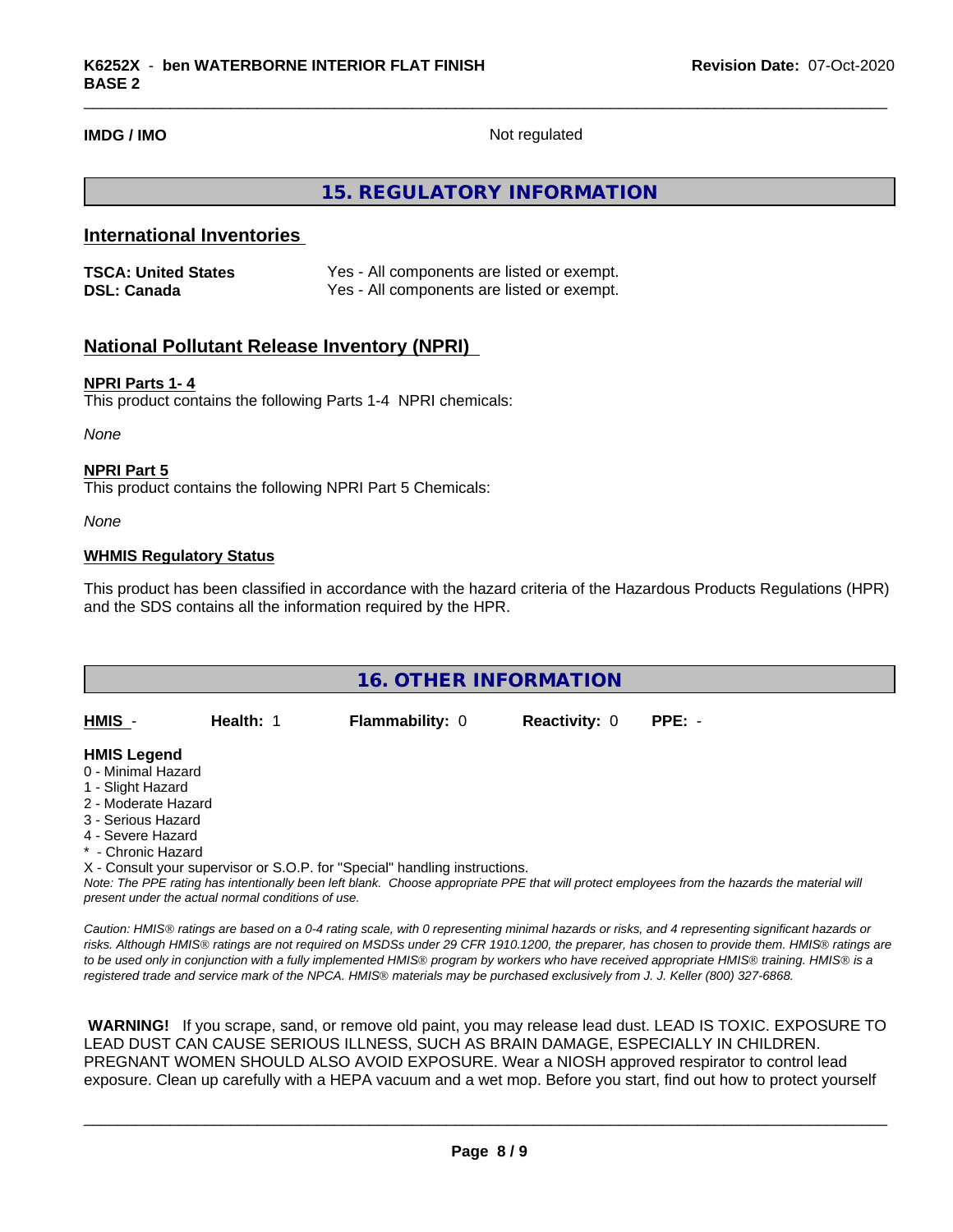**IMDG / IMO** Not regulated

## 15. REGULATORY INFORMATION

### International Inventories

| | |
|---|---|
| **TSCA: United States** | Yes - All components are listed or exempt. |
| **DSL: Canada** | Yes - All components are listed or exempt. |

### National Pollutant Release Inventory (NPRI)

**NPRI Parts 1- 4**

This product contains the following Parts 1-4 NPRI chemicals:

*None*

**NPRI Part 5**

This product contains the following NPRI Part 5 Chemicals:

*None*

**WHMIS Regulatory Status**

This product has been classified in accordance with the hazard criteria of the Hazardous Products Regulations (HPR) and the SDS contains all the information required by the HPR.

## 16. OTHER INFORMATION

| **HMIS** - | **Health:** 1 | **Flammability:** 0 | **Reactivity:** 0 | **PPE:** - |
|---|---|---|---|---|

**HMIS Legend**

0 - Minimal Hazard
1 - Slight Hazard
2 - Moderate Hazard
3 - Serious Hazard
4 - Severe Hazard
* - Chronic Hazard
X - Consult your supervisor or S.O.P. for "Special" handling instructions.

*Note: The PPE rating has intentionally been left blank. Choose appropriate PPE that will protect employees from the hazards the material will present under the actual normal conditions of use.*

*Caution: HMIS® ratings are based on a 0-4 rating scale, with 0 representing minimal hazards or risks, and 4 representing significant hazards or risks. Although HMIS® ratings are not required on MSDSs under 29 CFR 1910.1200, the preparer, has chosen to provide them. HMIS® ratings are to be used only in conjunction with a fully implemented HMIS® program by workers who have received appropriate HMIS® training. HMIS® is a registered trade and service mark of the NPCA. HMIS® materials may be purchased exclusively from J. J. Keller (800) 327-6868.*

**WARNING!** If you scrape, sand, or remove old paint, you may release lead dust. LEAD IS TOXIC. EXPOSURE TO LEAD DUST CAN CAUSE SERIOUS ILLNESS, SUCH AS BRAIN DAMAGE, ESPECIALLY IN CHILDREN. PREGNANT WOMEN SHOULD ALSO AVOID EXPOSURE. Wear a NIOSH approved respirator to control lead exposure. Clean up carefully with a HEPA vacuum and a wet mop. Before you start, find out how to protect yourself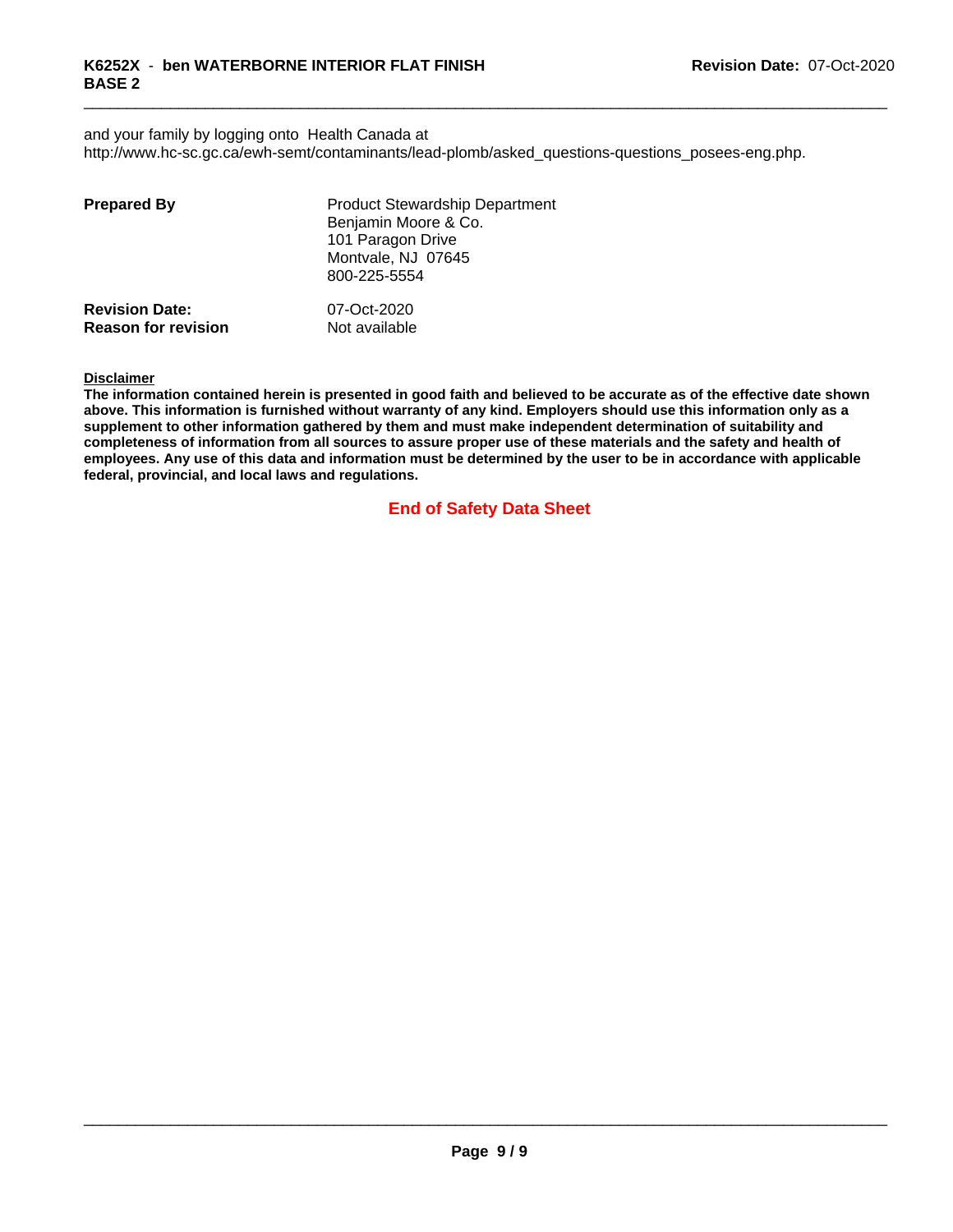and your family by logging onto Health Canada at http://www.hc-sc.gc.ca/ewh-semt/contaminants/lead-plomb/asked_questions-questions_posees-eng.php.

| | |
|---|---|
| **Prepared By** | Product Stewardship Department<br>Benjamin Moore & Co.<br>101 Paragon Drive<br>Montvale, NJ 07645<br>800-225-5554 |
| **Revision Date:** | 07-Oct-2020 |
| **Reason for revision** | Not available |

**Disclaimer**

**The information contained herein is presented in good faith and believed to be accurate as of the effective date shown above. This information is furnished without warranty of any kind. Employers should use this information only as a supplement to other information gathered by them and must make independent determination of suitability and completeness of information from all sources to assure proper use of these materials and the safety and health of employees. Any use of this data and information must be determined by the user to be in accordance with applicable federal, provincial, and local laws and regulations.**

**End of Safety Data Sheet**